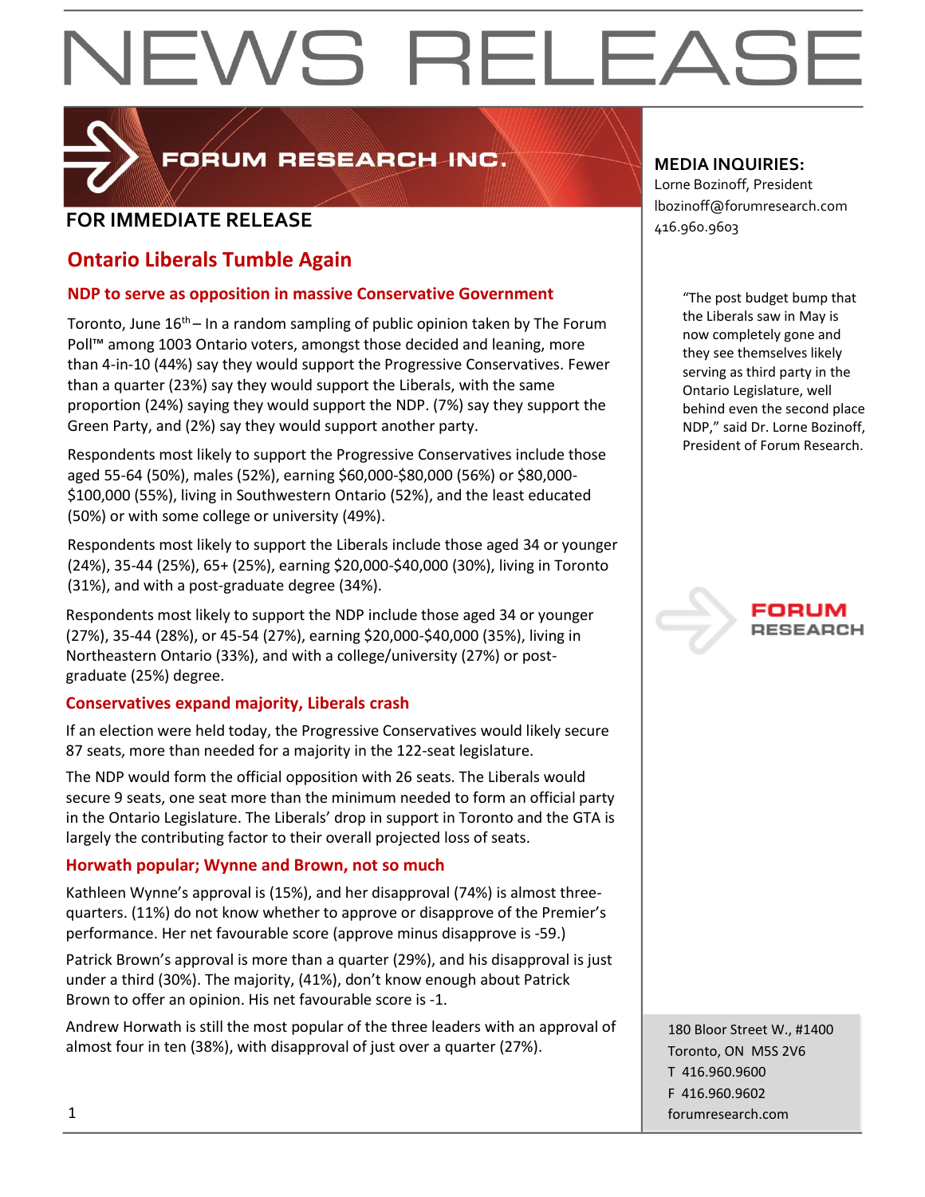# NEWS RELEASE

FORUM RESEARCH INC.

**FOR IMMEDIATE RELEASE**

**MEDIA INQUIRIES:**
Lorne Bozinoff, President
lbozinoff@forumresearch.com
416.960.9603

## Ontario Liberals Tumble Again

### NDP to serve as opposition in massive Conservative Government

Toronto, June 16th – In a random sampling of public opinion taken by The Forum Poll™ among 1003 Ontario voters, amongst those decided and leaning, more than 4-in-10 (44%) say they would support the Progressive Conservatives. Fewer than a quarter (23%) say they would support the Liberals, with the same proportion (24%) saying they would support the NDP. (7%) say they support the Green Party, and (2%) say they would support another party.

Respondents most likely to support the Progressive Conservatives include those aged 55-64 (50%), males (52%), earning $60,000-$80,000 (56%) or $80,000-$100,000 (55%), living in Southwestern Ontario (52%), and the least educated (50%) or with some college or university (49%).

Respondents most likely to support the Liberals include those aged 34 or younger (24%), 35-44 (25%), 65+ (25%), earning $20,000-$40,000 (30%), living in Toronto (31%), and with a post-graduate degree (34%).

Respondents most likely to support the NDP include those aged 34 or younger (27%), 35-44 (28%), or 45-54 (27%), earning $20,000-$40,000 (35%), living in Northeastern Ontario (33%), and with a college/university (27%) or post-graduate (25%) degree.

### Conservatives expand majority, Liberals crash

If an election were held today, the Progressive Conservatives would likely secure 87 seats, more than needed for a majority in the 122-seat legislature.

The NDP would form the official opposition with 26 seats. The Liberals would secure 9 seats, one seat more than the minimum needed to form an official party in the Ontario Legislature. The Liberals' drop in support in Toronto and the GTA is largely the contributing factor to their overall projected loss of seats.

### Horwath popular; Wynne and Brown, not so much

Kathleen Wynne's approval is (15%), and her disapproval (74%) is almost three-quarters. (11%) do not know whether to approve or disapprove of the Premier's performance. Her net favourable score (approve minus disapprove is -59.)

Patrick Brown's approval is more than a quarter (29%), and his disapproval is just under a third (30%). The majority, (41%), don't know enough about Patrick Brown to offer an opinion. His net favourable score is -1.

Andrew Horwath is still the most popular of the three leaders with an approval of almost four in ten (38%), with disapproval of just over a quarter (27%).

"The post budget bump that the Liberals saw in May is now completely gone and they see themselves likely serving as third party in the Ontario Legislature, well behind even the second place NDP," said Dr. Lorne Bozinoff, President of Forum Research.

FORUM RESEARCH

180 Bloor Street W., #1400
Toronto, ON M5S 2V6
T 416.960.9600
F 416.960.9602
forumresearch.com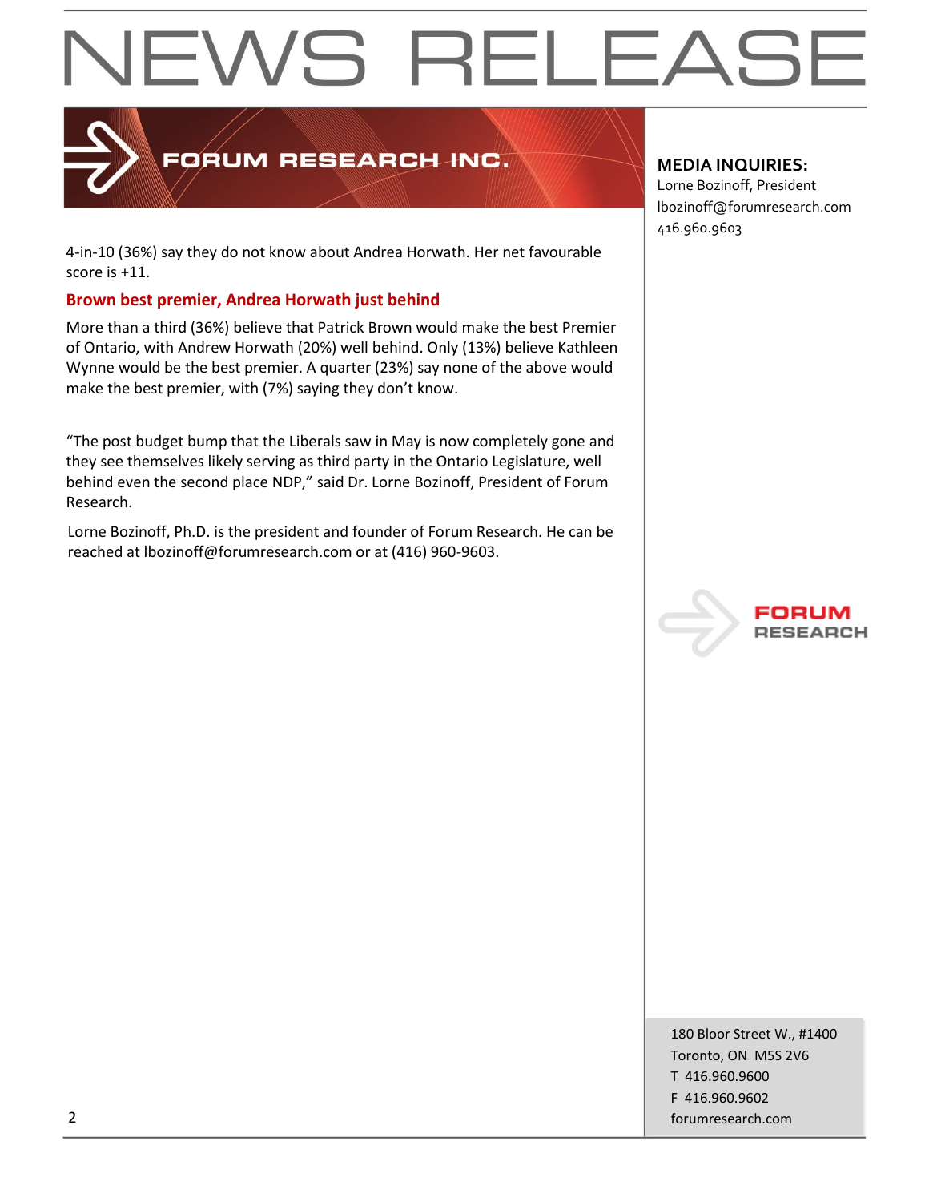4-in-10 (36%) say they do not know about Andrea Horwath. Her net favourable score is +11.

## Brown best premier, Andrea Horwath just behind

More than a third (36%) believe that Patrick Brown would make the best Premier of Ontario, with Andrew Horwath (20%) well behind. Only (13%) believe Kathleen Wynne would be the best premier. A quarter (23%) say none of the above would make the best premier, with (7%) saying they don't know.

"The post budget bump that the Liberals saw in May is now completely gone and they see themselves likely serving as third party in the Ontario Legislature, well behind even the second place NDP," said Dr. Lorne Bozinoff, President of Forum Research.

Lorne Bozinoff, Ph.D. is the president and founder of Forum Research. He can be reached at lbozinoff@forumresearch.com or at (416) 960-9603.

**MEDIA INQUIRIES:**
Lorne Bozinoff, President
lbozinoff@forumresearch.com
416.960.9603

180 Bloor Street W., #1400
Toronto, ON M5S 2V6
T 416.960.9600
F 416.960.9602
forumresearch.com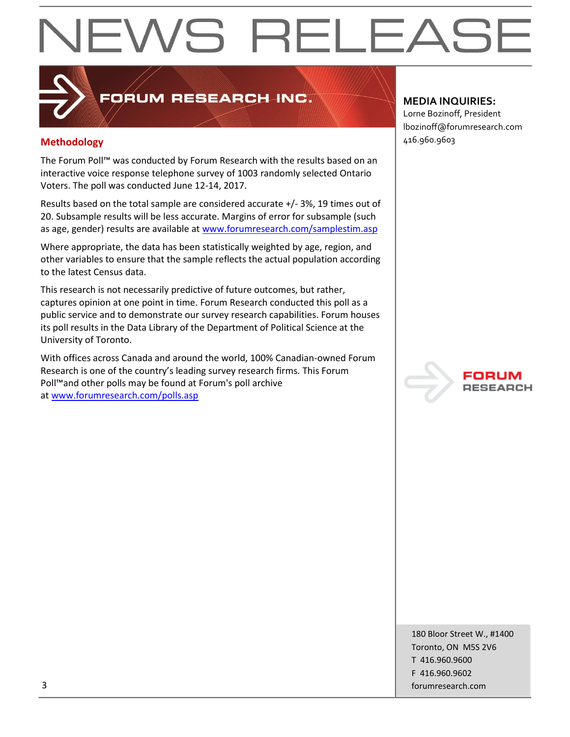## Methodology

The Forum Poll™ was conducted by Forum Research with the results based on an interactive voice response telephone survey of 1003 randomly selected Ontario Voters. The poll was conducted June 12-14, 2017.

Results based on the total sample are considered accurate +/- 3%, 19 times out of 20. Subsample results will be less accurate. Margins of error for subsample (such as age, gender) results are available at www.forumresearch.com/samplestim.asp

Where appropriate, the data has been statistically weighted by age, region, and other variables to ensure that the sample reflects the actual population according to the latest Census data.

This research is not necessarily predictive of future outcomes, but rather, captures opinion at one point in time. Forum Research conducted this poll as a public service and to demonstrate our survey research capabilities. Forum houses its poll results in the Data Library of the Department of Political Science at the University of Toronto.

With offices across Canada and around the world, 100% Canadian-owned Forum Research is one of the country's leading survey research firms. This Forum Poll™and other polls may be found at Forum's poll archive at www.forumresearch.com/polls.asp

**MEDIA INQUIRIES:**
Lorne Bozinoff, President
lbozinoff@forumresearch.com
416.960.9603

180 Bloor Street W., #1400
Toronto, ON M5S 2V6
T 416.960.9600
F 416.960.9602
forumresearch.com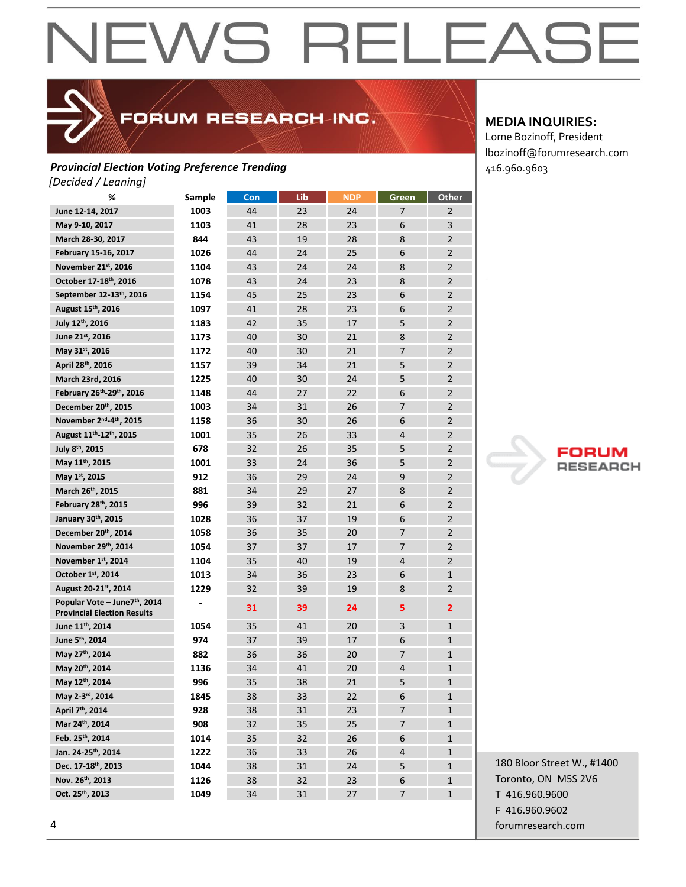# NEWS RELEASE

FORUM RESEARCH INC.

**MEDIA INQUIRIES:**
Lorne Bozinoff, President
lbozinoff@forumresearch.com
416.960.9603

***Provincial Election Voting Preference Trending***
*[Decided / Leaning]*

| % | Sample | Con | Lib | NDP | Green | Other |
|---|---|---|---|---|---|---|
| June 12-14, 2017 | 1003 | 44 | 23 | 24 | 7 | 2 |
| May 9-10, 2017 | 1103 | 41 | 28 | 23 | 6 | 3 |
| March 28-30, 2017 | 844 | 43 | 19 | 28 | 8 | 2 |
| February 15-16, 2017 | 1026 | 44 | 24 | 25 | 6 | 2 |
| November 21st, 2016 | 1104 | 43 | 24 | 24 | 8 | 2 |
| October 17-18th, 2016 | 1078 | 43 | 24 | 23 | 8 | 2 |
| September 12-13th, 2016 | 1154 | 45 | 25 | 23 | 6 | 2 |
| August 15th, 2016 | 1097 | 41 | 28 | 23 | 6 | 2 |
| July 12th, 2016 | 1183 | 42 | 35 | 17 | 5 | 2 |
| June 21st, 2016 | 1173 | 40 | 30 | 21 | 8 | 2 |
| May 31st, 2016 | 1172 | 40 | 30 | 21 | 7 | 2 |
| April 28th, 2016 | 1157 | 39 | 34 | 21 | 5 | 2 |
| March 23rd, 2016 | 1225 | 40 | 30 | 24 | 5 | 2 |
| February 26th-29th, 2016 | 1148 | 44 | 27 | 22 | 6 | 2 |
| December 20th, 2015 | 1003 | 34 | 31 | 26 | 7 | 2 |
| November 2nd-4th, 2015 | 1158 | 36 | 30 | 26 | 6 | 2 |
| August 11th-12th, 2015 | 1001 | 35 | 26 | 33 | 4 | 2 |
| July 8th, 2015 | 678 | 32 | 26 | 35 | 5 | 2 |
| May 11th, 2015 | 1001 | 33 | 24 | 36 | 5 | 2 |
| May 1st, 2015 | 912 | 36 | 29 | 24 | 9 | 2 |
| March 26th, 2015 | 881 | 34 | 29 | 27 | 8 | 2 |
| February 28th, 2015 | 996 | 39 | 32 | 21 | 6 | 2 |
| January 30th, 2015 | 1028 | 36 | 37 | 19 | 6 | 2 |
| December 20th, 2014 | 1058 | 36 | 35 | 20 | 7 | 2 |
| November 29th, 2014 | 1054 | 37 | 37 | 17 | 7 | 2 |
| November 1st, 2014 | 1104 | 35 | 40 | 19 | 4 | 2 |
| October 1st, 2014 | 1013 | 34 | 36 | 23 | 6 | 1 |
| August 20-21st, 2014 | 1229 | 32 | 39 | 19 | 8 | 2 |
| Popular Vote – June7th, 2014 Provincial Election Results | - | 31 | 39 | 24 | 5 | 2 |
| June 11th, 2014 | 1054 | 35 | 41 | 20 | 3 | 1 |
| June 5th, 2014 | 974 | 37 | 39 | 17 | 6 | 1 |
| May 27th, 2014 | 882 | 36 | 36 | 20 | 7 | 1 |
| May 20th, 2014 | 1136 | 34 | 41 | 20 | 4 | 1 |
| May 12th, 2014 | 996 | 35 | 38 | 21 | 5 | 1 |
| May 2-3rd, 2014 | 1845 | 38 | 33 | 22 | 6 | 1 |
| April 7th, 2014 | 928 | 38 | 31 | 23 | 7 | 1 |
| Mar 24th, 2014 | 908 | 32 | 35 | 25 | 7 | 1 |
| Feb. 25th, 2014 | 1014 | 35 | 32 | 26 | 6 | 1 |
| Jan. 24-25th, 2014 | 1222 | 36 | 33 | 26 | 4 | 1 |
| Dec. 17-18th, 2013 | 1044 | 38 | 31 | 24 | 5 | 1 |
| Nov. 26th, 2013 | 1126 | 38 | 32 | 23 | 6 | 1 |
| Oct. 25th, 2013 | 1049 | 34 | 31 | 27 | 7 | 1 |

FORUM RESEARCH

180 Bloor Street W., #1400
Toronto, ON M5S 2V6
T 416.960.9600
F 416.960.9602
forumresearch.com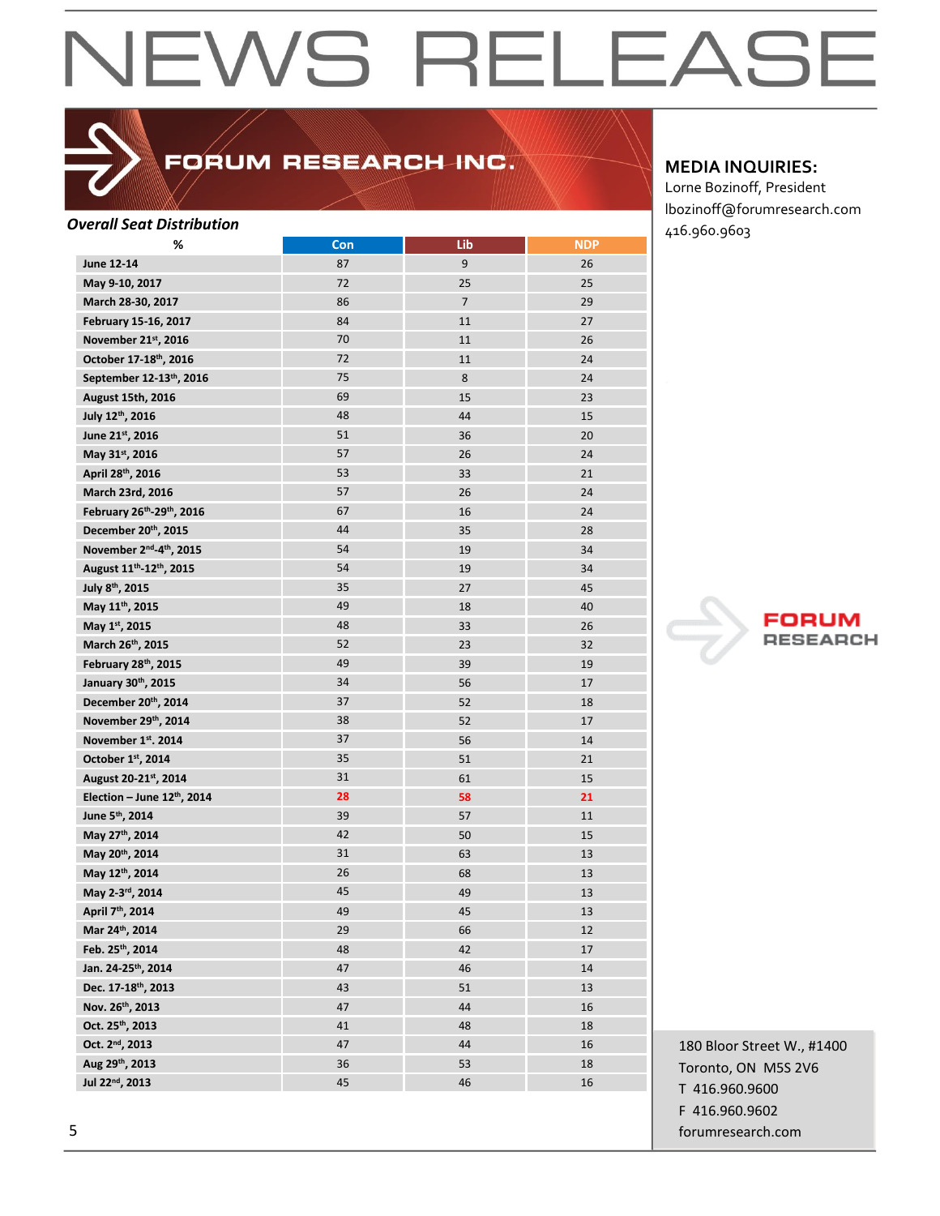# NEWS RELEASE

**FORUM RESEARCH INC.**

**MEDIA INQUIRIES:**
Lorne Bozinoff, President
lbozinoff@forumresearch.com
416.960.9603

***Overall Seat Distribution***

| % | Con | Lib | NDP |
|---|---|---|---|
| **June 12-14** | 87 | 9 | 26 |
| **May 9-10, 2017** | 72 | 25 | 25 |
| **March 28-30, 2017** | 86 | 7 | 29 |
| **February 15-16, 2017** | 84 | 11 | 27 |
| **November 21st, 2016** | 70 | 11 | 26 |
| **October 17-18th, 2016** | 72 | 11 | 24 |
| **September 12-13th, 2016** | 75 | 8 | 24 |
| **August 15th, 2016** | 69 | 15 | 23 |
| **July 12th, 2016** | 48 | 44 | 15 |
| **June 21st, 2016** | 51 | 36 | 20 |
| **May 31st, 2016** | 57 | 26 | 24 |
| **April 28th, 2016** | 53 | 33 | 21 |
| **March 23rd, 2016** | 57 | 26 | 24 |
| **February 26th-29th, 2016** | 67 | 16 | 24 |
| **December 20th, 2015** | 44 | 35 | 28 |
| **November 2nd-4th, 2015** | 54 | 19 | 34 |
| **August 11th-12th, 2015** | 54 | 19 | 34 |
| **July 8th, 2015** | 35 | 27 | 45 |
| **May 11th, 2015** | 49 | 18 | 40 |
| **May 1st, 2015** | 48 | 33 | 26 |
| **March 26th, 2015** | 52 | 23 | 32 |
| **February 28th, 2015** | 49 | 39 | 19 |
| **January 30th, 2015** | 34 | 56 | 17 |
| **December 20th, 2014** | 37 | 52 | 18 |
| **November 29th, 2014** | 38 | 52 | 17 |
| **November 1st. 2014** | 37 | 56 | 14 |
| **October 1st, 2014** | 35 | 51 | 21 |
| **August 20-21st, 2014** | 31 | 61 | 15 |
| **Election – June 12th, 2014** | **28** | **58** | **21** |
| **June 5th, 2014** | 39 | 57 | 11 |
| **May 27th, 2014** | 42 | 50 | 15 |
| **May 20th, 2014** | 31 | 63 | 13 |
| **May 12th, 2014** | 26 | 68 | 13 |
| **May 2-3rd, 2014** | 45 | 49 | 13 |
| **April 7th, 2014** | 49 | 45 | 13 |
| **Mar 24th, 2014** | 29 | 66 | 12 |
| **Feb. 25th, 2014** | 48 | 42 | 17 |
| **Jan. 24-25th, 2014** | 47 | 46 | 14 |
| **Dec. 17-18th, 2013** | 43 | 51 | 13 |
| **Nov. 26th, 2013** | 47 | 44 | 16 |
| **Oct. 25th, 2013** | 41 | 48 | 18 |
| **Oct. 2nd, 2013** | 47 | 44 | 16 |
| **Aug 29th, 2013** | 36 | 53 | 18 |
| **Jul 22nd, 2013** | 45 | 46 | 16 |

FORUM RESEARCH

180 Bloor Street W., #1400
Toronto, ON M5S 2V6
T 416.960.9600
F 416.960.9602
forumresearch.com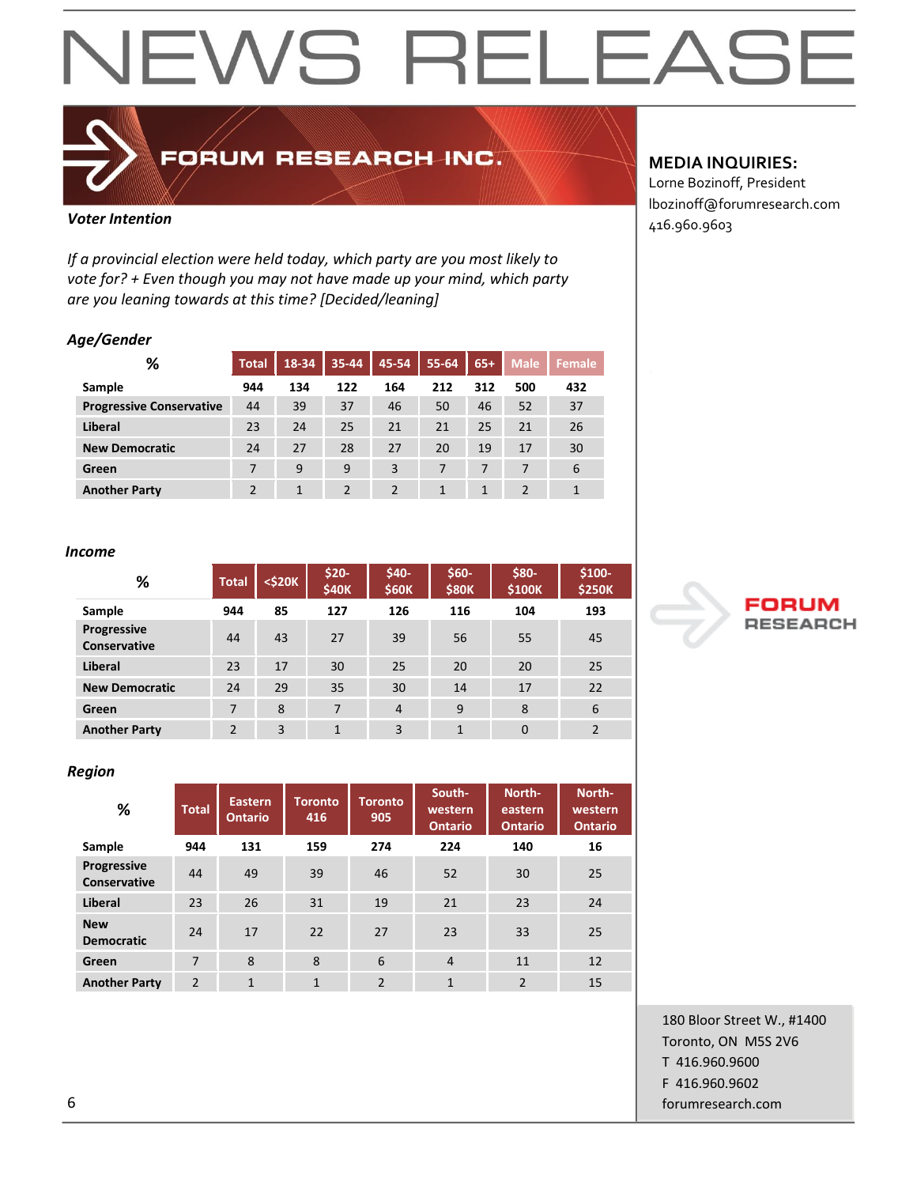# NEWS RELEASE

**FORUM RESEARCH INC.**

**MEDIA INQUIRIES:**
Lorne Bozinoff, President
lbozinoff@forumresearch.com
416.960.9603

***Voter Intention***

*If a provincial election were held today, which party are you most likely to vote for? + Even though you may not have made up your mind, which party are you leaning towards at this time? [Decided/leaning]*

***Age/Gender***

| % | Total | 18-34 | 35-44 | 45-54 | 55-64 | 65+ | Male | Female |
|---|---|---|---|---|---|---|---|---|
| **Sample** | 944 | 134 | 122 | 164 | 212 | 312 | 500 | 432 |
| **Progressive Conservative** | 44 | 39 | 37 | 46 | 50 | 46 | 52 | 37 |
| **Liberal** | 23 | 24 | 25 | 21 | 21 | 25 | 21 | 26 |
| **New Democratic** | 24 | 27 | 28 | 27 | 20 | 19 | 17 | 30 |
| **Green** | 7 | 9 | 9 | 3 | 7 | 7 | 7 | 6 |
| **Another Party** | 2 | 1 | 2 | 2 | 1 | 1 | 2 | 1 |

***Income***

| % | Total | <$20K | $20-$40K | $40-$60K | $60-$80K | $80-$100K | $100-$250K |
|---|---|---|---|---|---|---|---|
| **Sample** | 944 | 85 | 127 | 126 | 116 | 104 | 193 |
| **Progressive Conservative** | 44 | 43 | 27 | 39 | 56 | 55 | 45 |
| **Liberal** | 23 | 17 | 30 | 25 | 20 | 20 | 25 |
| **New Democratic** | 24 | 29 | 35 | 30 | 14 | 17 | 22 |
| **Green** | 7 | 8 | 7 | 4 | 9 | 8 | 6 |
| **Another Party** | 2 | 3 | 1 | 3 | 1 | 0 | 2 |

***Region***

| % | Total | Eastern Ontario | Toronto 416 | Toronto 905 | South-western Ontario | North-eastern Ontario | North-western Ontario |
|---|---|---|---|---|---|---|---|
| **Sample** | 944 | 131 | 159 | 274 | 224 | 140 | 16 |
| **Progressive Conservative** | 44 | 49 | 39 | 46 | 52 | 30 | 25 |
| **Liberal** | 23 | 26 | 31 | 19 | 21 | 23 | 24 |
| **New Democratic** | 24 | 17 | 22 | 27 | 23 | 33 | 25 |
| **Green** | 7 | 8 | 8 | 6 | 4 | 11 | 12 |
| **Another Party** | 2 | 1 | 1 | 2 | 1 | 2 | 15 |

180 Bloor Street W., #1400
Toronto, ON M5S 2V6
T 416.960.9600
F 416.960.9602
forumresearch.com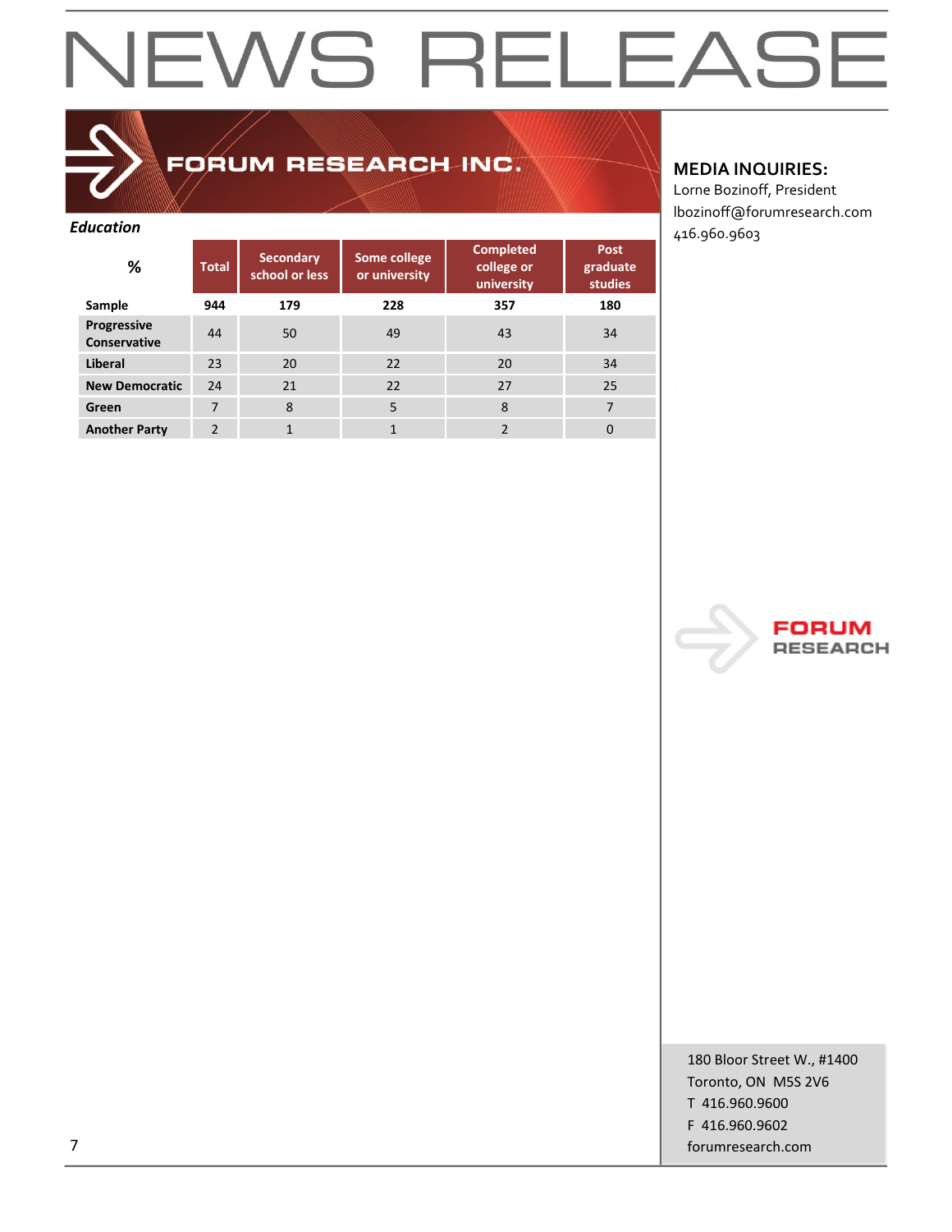# NEWS RELEASE

**FORUM RESEARCH INC.**

**MEDIA INQUIRIES:**
Lorne Bozinoff, President
lbozinoff@forumresearch.com
416.960.9603

***Education***

| % | Total | Secondary school or less | Some college or university | Completed college or university | Post graduate studies |
|---|---|---|---|---|---|
| **Sample** | **944** | **179** | **228** | **357** | **180** |
| **Progressive Conservative** | 44 | 50 | 49 | 43 | 34 |
| **Liberal** | 23 | 20 | 22 | 20 | 34 |
| **New Democratic** | 24 | 21 | 22 | 27 | 25 |
| **Green** | 7 | 8 | 5 | 8 | 7 |
| **Another Party** | 2 | 1 | 1 | 2 | 0 |

FORUM RESEARCH

180 Bloor Street W., #1400
Toronto, ON M5S 2V6
T 416.960.9600
F 416.960.9602
forumresearch.com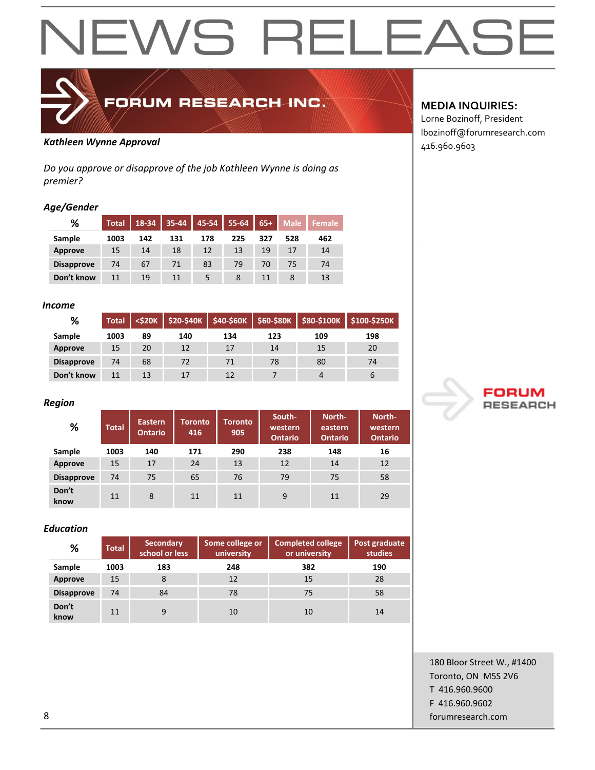# NEWS RELEASE

**MEDIA INQUIRIES:**
Lorne Bozinoff, President
lbozinoff@forumresearch.com
416.960.9603

***Kathleen Wynne Approval***

*Do you approve or disapprove of the job Kathleen Wynne is doing as premier?*

### *Age/Gender*

| % | Total | 18-34 | 35-44 | 45-54 | 55-64 | 65+ | Male | Female |
|---|---|---|---|---|---|---|---|---|
| **Sample** | 1003 | 142 | 131 | 178 | 225 | 327 | 528 | 462 |
| **Approve** | 15 | 14 | 18 | 12 | 13 | 19 | 17 | 14 |
| **Disapprove** | 74 | 67 | 71 | 83 | 79 | 70 | 75 | 74 |
| **Don't know** | 11 | 19 | 11 | 5 | 8 | 11 | 8 | 13 |

### *Income*

| % | Total | <$20K | $20-$40K | $40-$60K | $60-$80K | $80-$100K | $100-$250K |
|---|---|---|---|---|---|---|---|
| **Sample** | 1003 | 89 | 140 | 134 | 123 | 109 | 198 |
| **Approve** | 15 | 20 | 12 | 17 | 14 | 15 | 20 |
| **Disapprove** | 74 | 68 | 72 | 71 | 78 | 80 | 74 |
| **Don't know** | 11 | 13 | 17 | 12 | 7 | 4 | 6 |

### *Region*

| % | Total | Eastern Ontario | Toronto 416 | Toronto 905 | South-western Ontario | North-eastern Ontario | North-western Ontario |
|---|---|---|---|---|---|---|---|
| **Sample** | 1003 | 140 | 171 | 290 | 238 | 148 | 16 |
| **Approve** | 15 | 17 | 24 | 13 | 12 | 14 | 12 |
| **Disapprove** | 74 | 75 | 65 | 76 | 79 | 75 | 58 |
| **Don't know** | 11 | 8 | 11 | 11 | 9 | 11 | 29 |

### *Education*

| % | Total | Secondary school or less | Some college or university | Completed college or university | Post graduate studies |
|---|---|---|---|---|---|
| **Sample** | 1003 | 183 | 248 | 382 | 190 |
| **Approve** | 15 | 8 | 12 | 15 | 28 |
| **Disapprove** | 74 | 84 | 78 | 75 | 58 |
| **Don't know** | 11 | 9 | 10 | 10 | 14 |

180 Bloor Street W., #1400
Toronto, ON M5S 2V6
T 416.960.9600
F 416.960.9602
forumresearch.com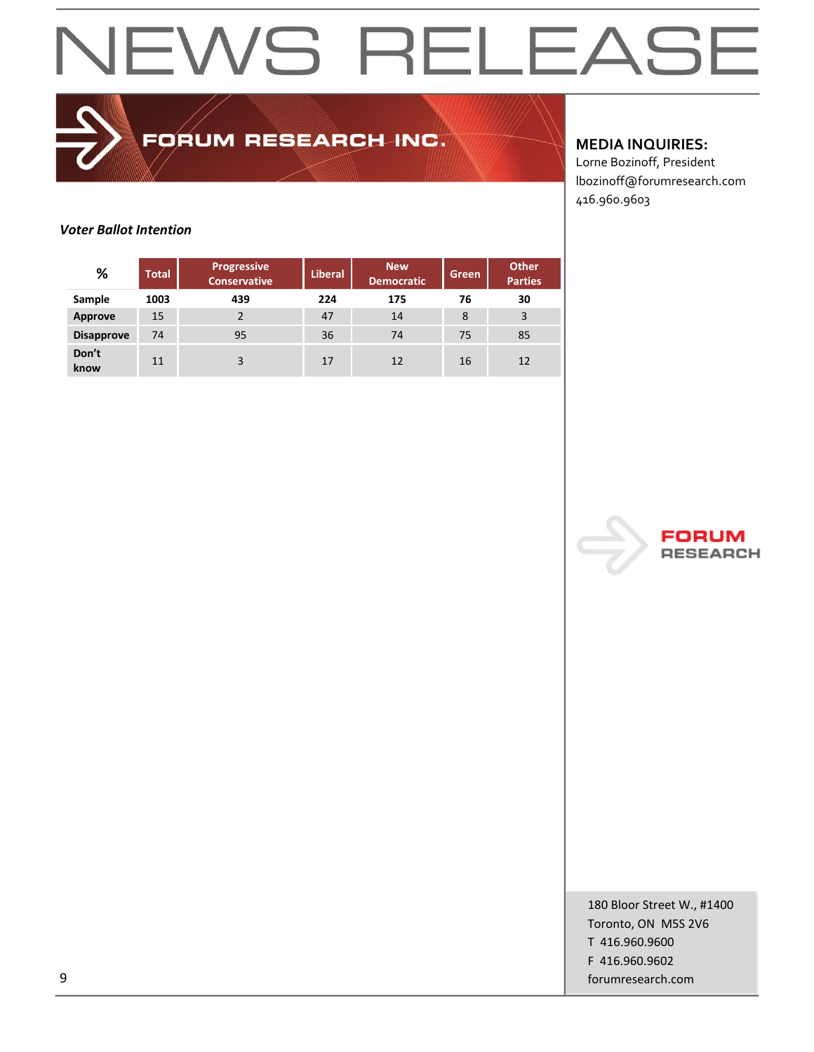# NEWS RELEASE

**FORUM RESEARCH INC.**

**MEDIA INQUIRIES:**
Lorne Bozinoff, President
lbozinoff@forumresearch.com
416.960.9603

***Voter Ballot Intention***

| % | Total | Progressive Conservative | Liberal | New Democratic | Green | Other Parties |
|---|---|---|---|---|---|---|
| **Sample** | **1003** | **439** | **224** | **175** | **76** | **30** |
| **Approve** | 15 | 2 | 47 | 14 | 8 | 3 |
| **Disapprove** | 74 | 95 | 36 | 74 | 75 | 85 |
| **Don't know** | 11 | 3 | 17 | 12 | 16 | 12 |

180 Bloor Street W., #1400
Toronto, ON M5S 2V6
T 416.960.9600
F 416.960.9602
forumresearch.com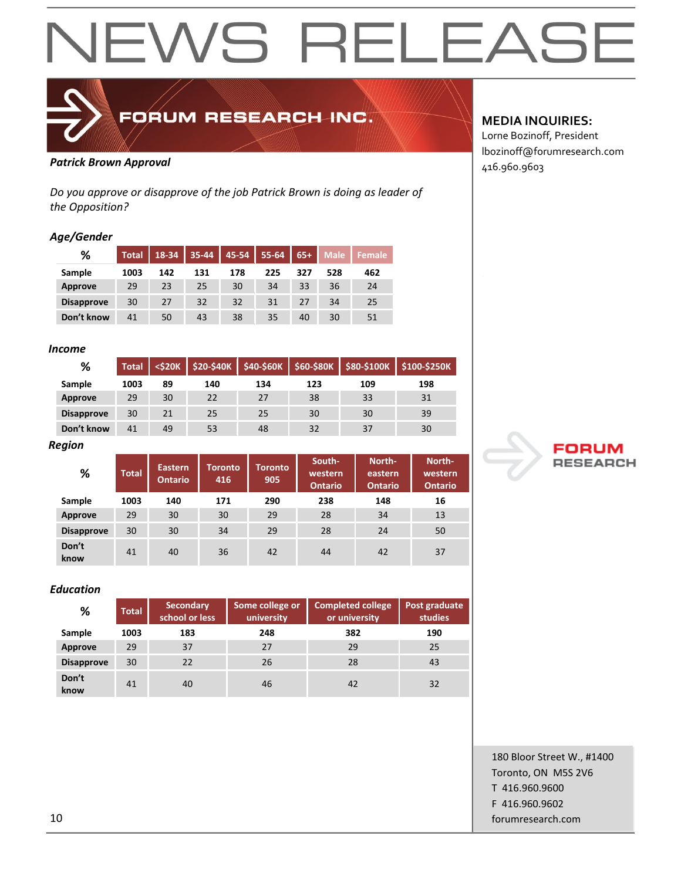# NEWS RELEASE

**FORUM RESEARCH INC.**

**MEDIA INQUIRIES:**
Lorne Bozinoff, President
lbozinoff@forumresearch.com
416.960.9603

***Patrick Brown Approval***

*Do you approve or disapprove of the job Patrick Brown is doing as leader of the Opposition?*

***Age/Gender***

| % | Total | 18-34 | 35-44 | 45-54 | 55-64 | 65+ | Male | Female |
|---|---|---|---|---|---|---|---|---|
| **Sample** | **1003** | **142** | **131** | **178** | **225** | **327** | **528** | **462** |
| **Approve** | 29 | 23 | 25 | 30 | 34 | 33 | 36 | 24 |
| **Disapprove** | 30 | 27 | 32 | 32 | 31 | 27 | 34 | 25 |
| **Don't know** | 41 | 50 | 43 | 38 | 35 | 40 | 30 | 51 |

***Income***

| % | Total | <$20K | $20-$40K | $40-$60K | $60-$80K | $80-$100K | $100-$250K |
|---|---|---|---|---|---|---|---|
| **Sample** | **1003** | **89** | **140** | **134** | **123** | **109** | **198** |
| **Approve** | 29 | 30 | 22 | 27 | 38 | 33 | 31 |
| **Disapprove** | 30 | 21 | 25 | 25 | 30 | 30 | 39 |
| **Don't know** | 41 | 49 | 53 | 48 | 32 | 37 | 30 |

***Region***

| % | Total | Eastern Ontario | Toronto 416 | Toronto 905 | South-western Ontario | North-eastern Ontario | North-western Ontario |
|---|---|---|---|---|---|---|---|
| **Sample** | **1003** | **140** | **171** | **290** | **238** | **148** | **16** |
| **Approve** | 29 | 30 | 30 | 29 | 28 | 34 | 13 |
| **Disapprove** | 30 | 30 | 34 | 29 | 28 | 24 | 50 |
| **Don't know** | 41 | 40 | 36 | 42 | 44 | 42 | 37 |

***Education***

| % | Total | Secondary school or less | Some college or university | Completed college or university | Post graduate studies |
|---|---|---|---|---|---|
| **Sample** | **1003** | **183** | **248** | **382** | **190** |
| **Approve** | 29 | 37 | 27 | 29 | 25 |
| **Disapprove** | 30 | 22 | 26 | 28 | 43 |
| **Don't know** | 41 | 40 | 46 | 42 | 32 |

FORUM RESEARCH

180 Bloor Street W., #1400
Toronto, ON M5S 2V6
T 416.960.9600
F 416.960.9602
forumresearch.com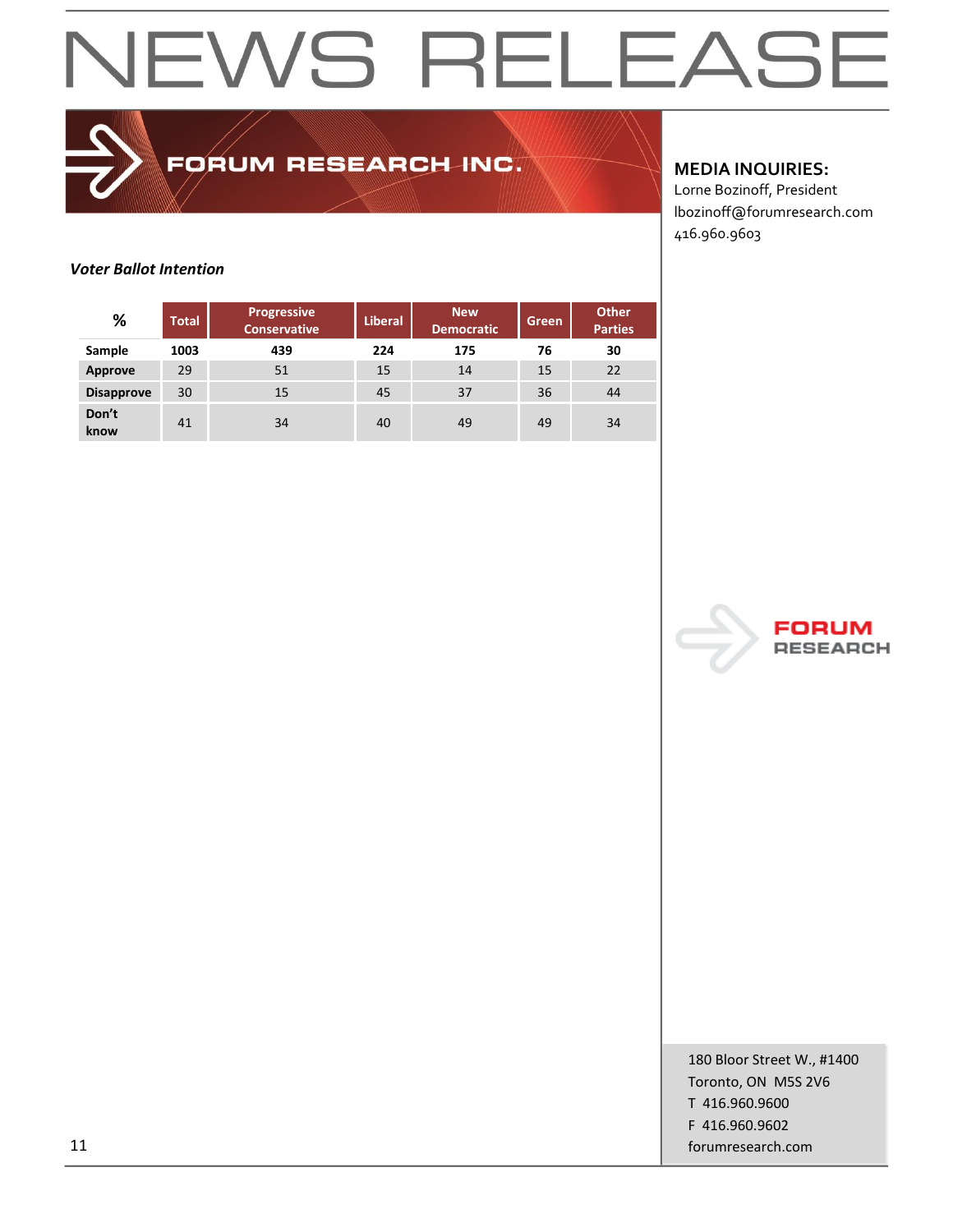# NEWS RELEASE

FORUM RESEARCH INC.

**MEDIA INQUIRIES:**
Lorne Bozinoff, President
lbozinoff@forumresearch.com
416.960.9603

***Voter Ballot Intention***

| % | Total | Progressive Conservative | Liberal | New Democratic | Green | Other Parties |
|---|---|---|---|---|---|---|
| **Sample** | **1003** | **439** | **224** | **175** | **76** | **30** |
| **Approve** | 29 | 51 | 15 | 14 | 15 | 22 |
| **Disapprove** | 30 | 15 | 45 | 37 | 36 | 44 |
| **Don't know** | 41 | 34 | 40 | 49 | 49 | 34 |

FORUM RESEARCH

180 Bloor Street W., #1400
Toronto, ON M5S 2V6
T 416.960.9600
F 416.960.9602
forumresearch.com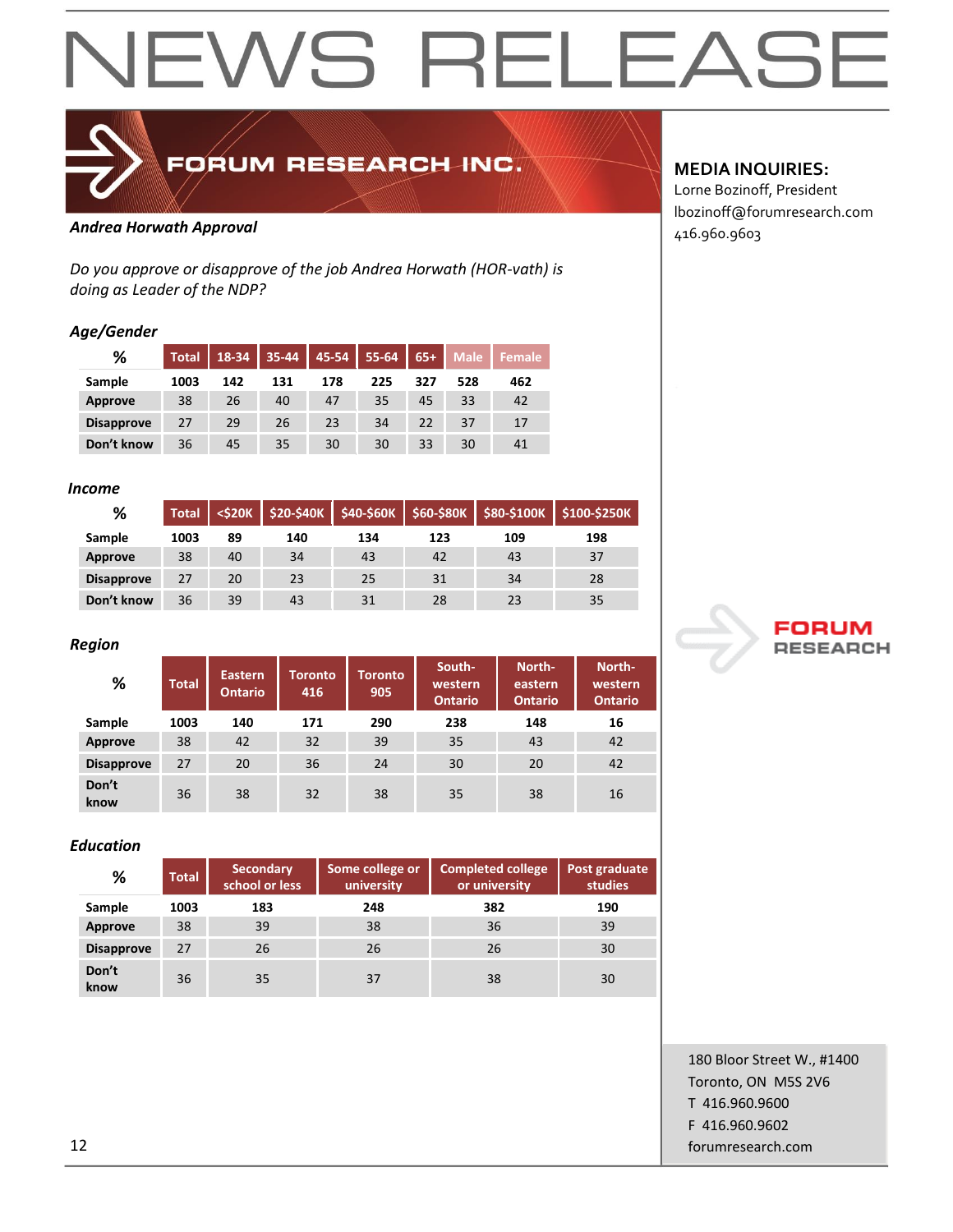# NEWS RELEASE

**FORUM RESEARCH INC.**

**MEDIA INQUIRIES:**
Lorne Bozinoff, President
lbozinoff@forumresearch.com
416.960.9603

***Andrea Horwath Approval***

*Do you approve or disapprove of the job Andrea Horwath (HOR-vath) is doing as Leader of the NDP?*

### *Age/Gender*

| % | Total | 18-34 | 35-44 | 45-54 | 55-64 | 65+ | Male | Female |
|---|---|---|---|---|---|---|---|---|
| **Sample** | **1003** | **142** | **131** | **178** | **225** | **327** | **528** | **462** |
| **Approve** | 38 | 26 | 40 | 47 | 35 | 45 | 33 | 42 |
| **Disapprove** | 27 | 29 | 26 | 23 | 34 | 22 | 37 | 17 |
| **Don't know** | 36 | 45 | 35 | 30 | 30 | 33 | 30 | 41 |

### *Income*

| % | Total | <$20K | $20-$40K | $40-$60K | $60-$80K | $80-$100K | $100-$250K |
|---|---|---|---|---|---|---|---|
| **Sample** | **1003** | **89** | **140** | **134** | **123** | **109** | **198** |
| **Approve** | 38 | 40 | 34 | 43 | 42 | 43 | 37 |
| **Disapprove** | 27 | 20 | 23 | 25 | 31 | 34 | 28 |
| **Don't know** | 36 | 39 | 43 | 31 | 28 | 23 | 35 |

### *Region*

| % | Total | Eastern Ontario | Toronto 416 | Toronto 905 | South-western Ontario | North-eastern Ontario | North-western Ontario |
|---|---|---|---|---|---|---|---|
| **Sample** | **1003** | **140** | **171** | **290** | **238** | **148** | **16** |
| **Approve** | 38 | 42 | 32 | 39 | 35 | 43 | 42 |
| **Disapprove** | 27 | 20 | 36 | 24 | 30 | 20 | 42 |
| **Don't know** | 36 | 38 | 32 | 38 | 35 | 38 | 16 |

### *Education*

| % | Total | Secondary school or less | Some college or university | Completed college or university | Post graduate studies |
|---|---|---|---|---|---|
| **Sample** | **1003** | **183** | **248** | **382** | **190** |
| **Approve** | 38 | 39 | 38 | 36 | 39 |
| **Disapprove** | 27 | 26 | 26 | 26 | 30 |
| **Don't know** | 36 | 35 | 37 | 38 | 30 |

FORUM RESEARCH

180 Bloor Street W., #1400
Toronto, ON M5S 2V6
T 416.960.9600
F 416.960.9602
forumresearch.com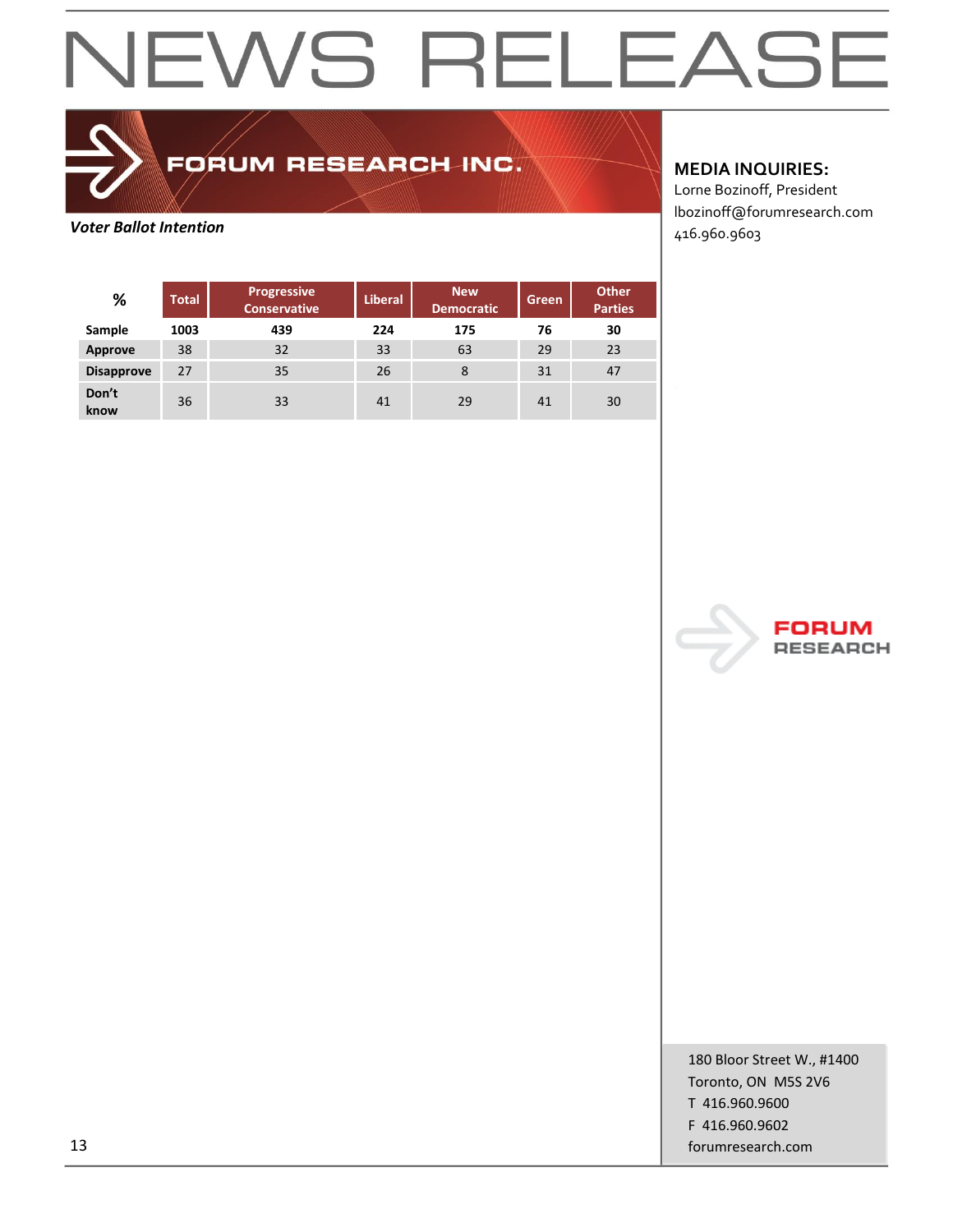# NEWS RELEASE

FORUM RESEARCH INC.

**MEDIA INQUIRIES:**
Lorne Bozinoff, President
lbozinoff@forumresearch.com
416.960.9603

***Voter Ballot Intention***

| % | Total | Progressive Conservative | Liberal | New Democratic | Green | Other Parties |
|---|---|---|---|---|---|---|
| **Sample** | **1003** | **439** | **224** | **175** | **76** | **30** |
| **Approve** | 38 | 32 | 33 | 63 | 29 | 23 |
| **Disapprove** | 27 | 35 | 26 | 8 | 31 | 47 |
| **Don't know** | 36 | 33 | 41 | 29 | 41 | 30 |

FORUM RESEARCH

180 Bloor Street W., #1400
Toronto, ON  M5S 2V6
T  416.960.9600
F  416.960.9602
forumresearch.com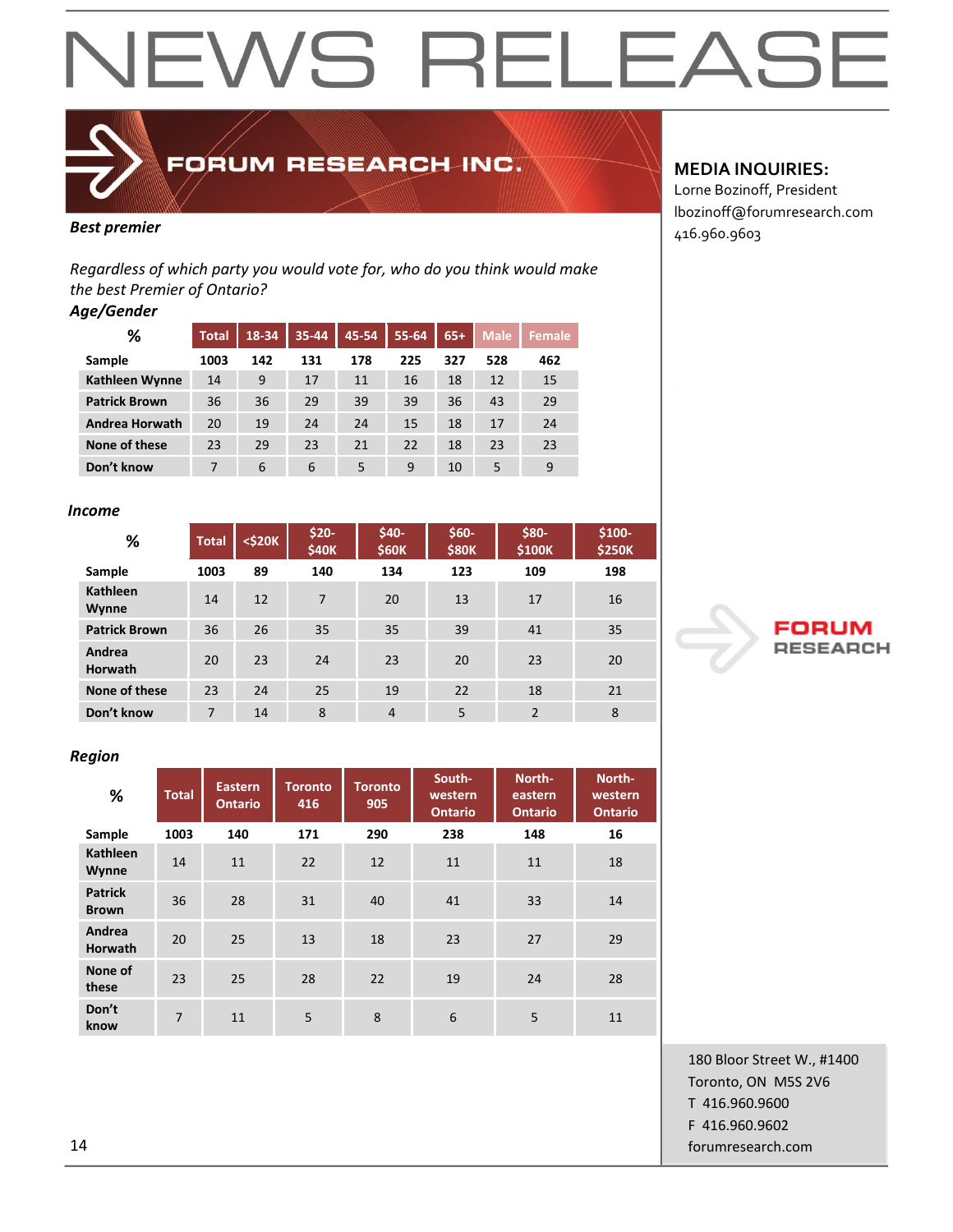# NEWS RELEASE

FORUM RESEARCH INC.

**MEDIA INQUIRIES:**
Lorne Bozinoff, President
lbozinoff@forumresearch.com
416.960.9603

***Best premier***

*Regardless of which party you would vote for, who do you think would make the best Premier of Ontario?*

***Age/Gender***

| % | Total | 18-34 | 35-44 | 45-54 | 55-64 | 65+ | Male | Female |
|---|---|---|---|---|---|---|---|---|
| **Sample** | **1003** | **142** | **131** | **178** | **225** | **327** | **528** | **462** |
| **Kathleen Wynne** | 14 | 9 | 17 | 11 | 16 | 18 | 12 | 15 |
| **Patrick Brown** | 36 | 36 | 29 | 39 | 39 | 36 | 43 | 29 |
| **Andrea Horwath** | 20 | 19 | 24 | 24 | 15 | 18 | 17 | 24 |
| **None of these** | 23 | 29 | 23 | 21 | 22 | 18 | 23 | 23 |
| **Don't know** | 7 | 6 | 6 | 5 | 9 | 10 | 5 | 9 |

***Income***

| % | Total | <$20K | $20-$40K | $40-$60K | $60-$80K | $80-$100K | $100-$250K |
|---|---|---|---|---|---|---|---|
| **Sample** | **1003** | **89** | **140** | **134** | **123** | **109** | **198** |
| **Kathleen Wynne** | 14 | 12 | 7 | 20 | 13 | 17 | 16 |
| **Patrick Brown** | 36 | 26 | 35 | 35 | 39 | 41 | 35 |
| **Andrea Horwath** | 20 | 23 | 24 | 23 | 20 | 23 | 20 |
| **None of these** | 23 | 24 | 25 | 19 | 22 | 18 | 21 |
| **Don't know** | 7 | 14 | 8 | 4 | 5 | 2 | 8 |

***Region***

| % | Total | Eastern Ontario | Toronto 416 | Toronto 905 | South-western Ontario | North-eastern Ontario | North-western Ontario |
|---|---|---|---|---|---|---|---|
| **Sample** | **1003** | **140** | **171** | **290** | **238** | **148** | **16** |
| **Kathleen Wynne** | 14 | 11 | 22 | 12 | 11 | 11 | 18 |
| **Patrick Brown** | 36 | 28 | 31 | 40 | 41 | 33 | 14 |
| **Andrea Horwath** | 20 | 25 | 13 | 18 | 23 | 27 | 29 |
| **None of these** | 23 | 25 | 28 | 22 | 19 | 24 | 28 |
| **Don't know** | 7 | 11 | 5 | 8 | 6 | 5 | 11 |

FORUM RESEARCH

180 Bloor Street W., #1400
Toronto, ON M5S 2V6
T 416.960.9600
F 416.960.9602
forumresearch.com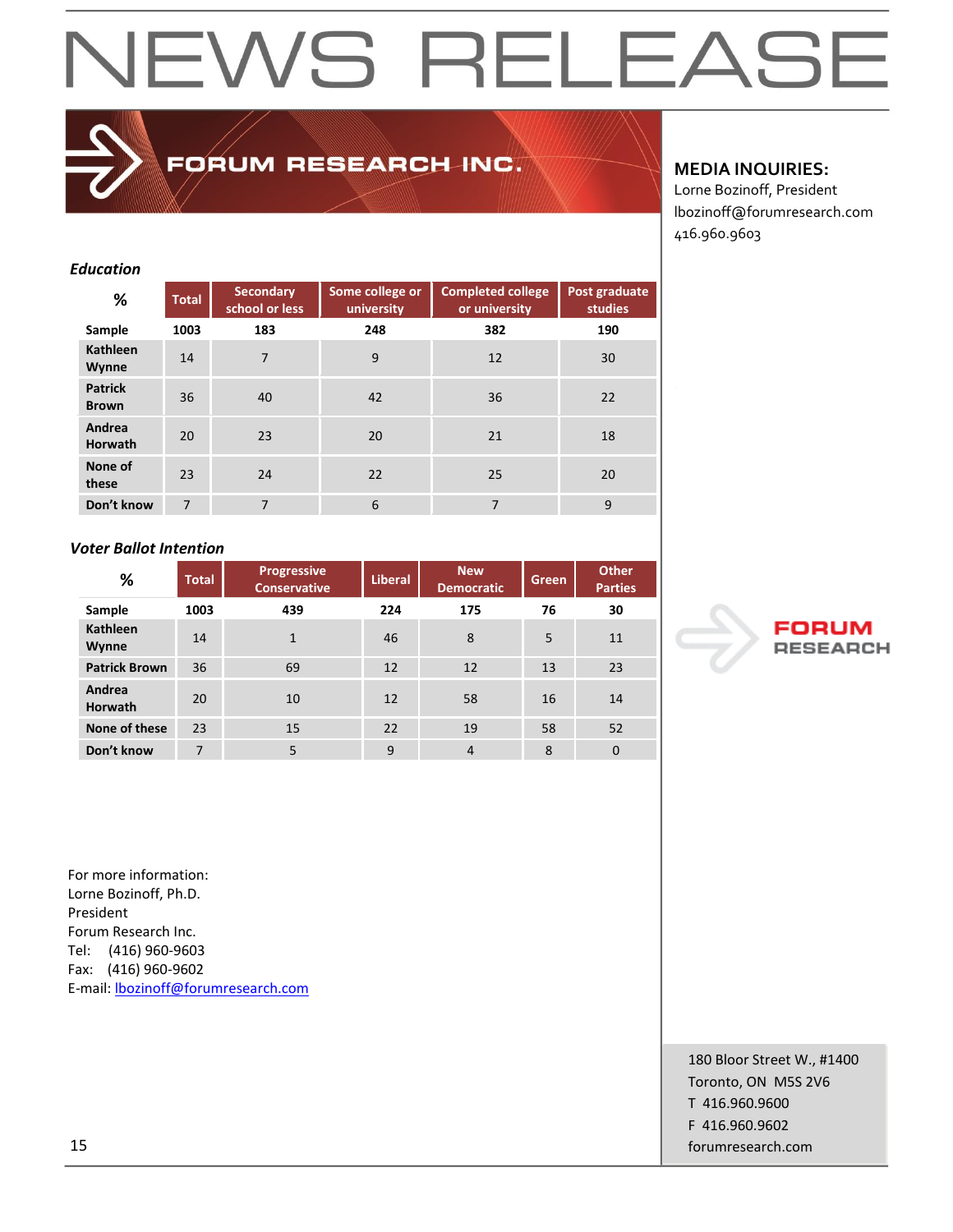# NEWS RELEASE

FORUM RESEARCH INC.

**MEDIA INQUIRIES:**
Lorne Bozinoff, President
lbozinoff@forumresearch.com
416.960.9603

***Education***

| % | Total | Secondary school or less | Some college or university | Completed college or university | Post graduate studies |
|---|---|---|---|---|---|
| **Sample** | **1003** | **183** | **248** | **382** | **190** |
| **Kathleen Wynne** | 14 | 7 | 9 | 12 | 30 |
| **Patrick Brown** | 36 | 40 | 42 | 36 | 22 |
| **Andrea Horwath** | 20 | 23 | 20 | 21 | 18 |
| **None of these** | 23 | 24 | 22 | 25 | 20 |
| **Don't know** | 7 | 7 | 6 | 7 | 9 |

***Voter Ballot Intention***

| % | Total | Progressive Conservative | Liberal | New Democratic | Green | Other Parties |
|---|---|---|---|---|---|---|
| **Sample** | **1003** | **439** | **224** | **175** | **76** | **30** |
| **Kathleen Wynne** | 14 | 1 | 46 | 8 | 5 | 11 |
| **Patrick Brown** | 36 | 69 | 12 | 12 | 13 | 23 |
| **Andrea Horwath** | 20 | 10 | 12 | 58 | 16 | 14 |
| **None of these** | 23 | 15 | 22 | 19 | 58 | 52 |
| **Don't know** | 7 | 5 | 9 | 4 | 8 | 0 |

FORUM RESEARCH

For more information:
Lorne Bozinoff, Ph.D.
President
Forum Research Inc.
Tel: (416) 960-9603
Fax: (416) 960-9602
E-mail: lbozinoff@forumresearch.com

180 Bloor Street W., #1400
Toronto, ON M5S 2V6
T 416.960.9600
F 416.960.9602
forumresearch.com